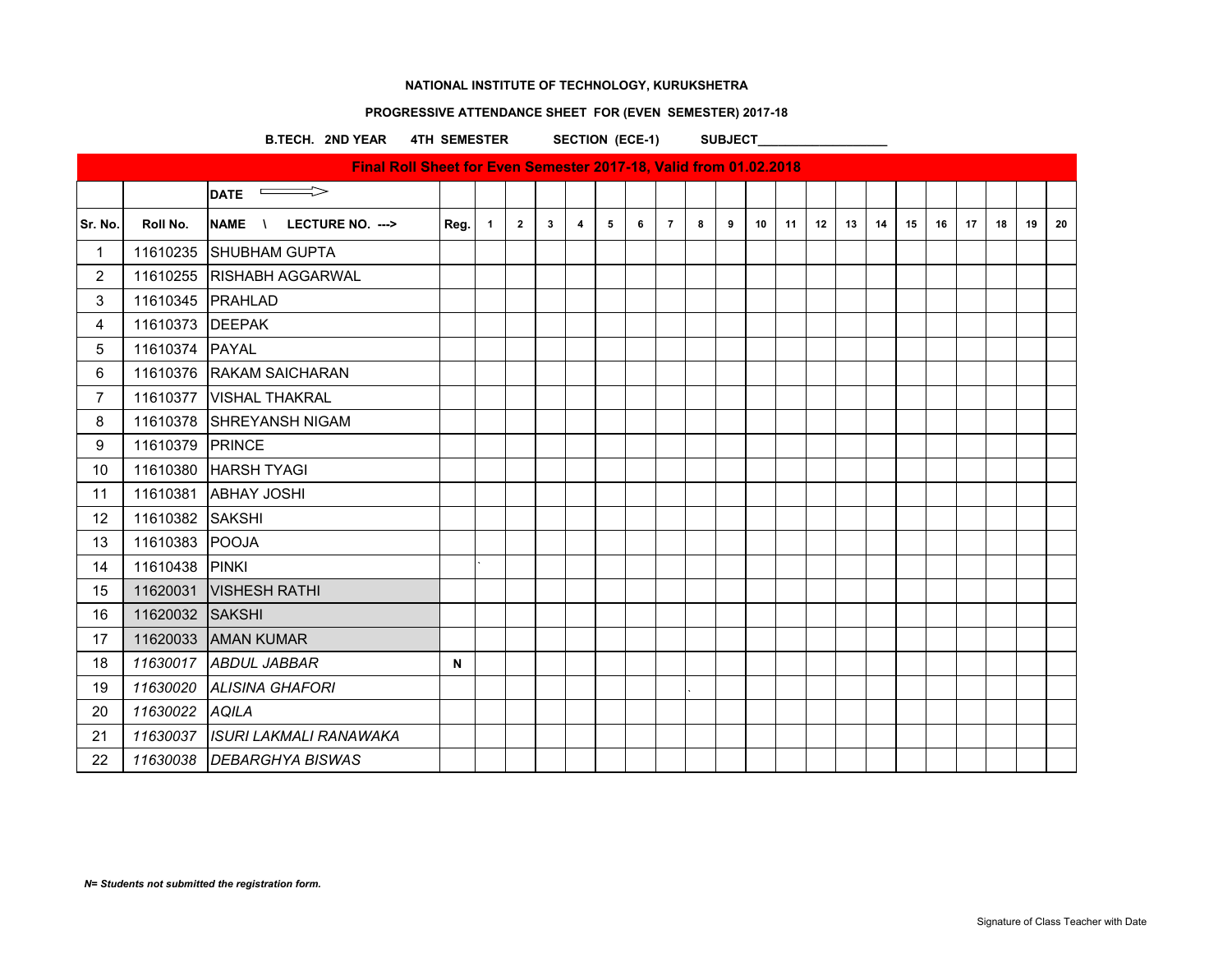**NATIONAL INSTITUTE OF TECHNOLOGY, KURUKSHETRA**

**PROGRESSIVE ATTENDANCE SHEET FOR (EVEN SEMESTER) 2017-18**

**B.TECH. 2ND YEAR 4TH SEMESTER SECTION (ECE-1) SUBJECT___________________**

| Final Roll Sheet for Even Semester 2017-18, Valid from 01.02.2018 | | | | | | | | | | | | | | | | | | | | | | | |
|---|---|---|---|---|---|---|---|---|---|---|---|---|---|---|---|---|---|---|---|---|---|---|---|
| | | **DATE** ⟹ | | | | | | | | | | | | | | | | | | | | | |
| **Sr. No.** | **Roll No.** | **NAME \ LECTURE NO. --->** | **Reg.** | **1** | **2** | **3** | **4** | **5** | **6** | **7** | **8** | **9** | **10** | **11** | **12** | **13** | **14** | **15** | **16** | **17** | **18** | **19** | **20** |
| 1 | 11610235 | SHUBHAM GUPTA | | | | | | | | | | | | | | | | | | | | | |
| 2 | 11610255 | RISHABH AGGARWAL | | | | | | | | | | | | | | | | | | | | | |
| 3 | 11610345 | PRAHLAD | | | | | | | | | | | | | | | | | | | | | |
| 4 | 11610373 | DEEPAK | | | | | | | | | | | | | | | | | | | | | |
| 5 | 11610374 | PAYAL | | | | | | | | | | | | | | | | | | | | | |
| 6 | 11610376 | RAKAM SAICHARAN | | | | | | | | | | | | | | | | | | | | | |
| 7 | 11610377 | VISHAL THAKRAL | | | | | | | | | | | | | | | | | | | | | |
| 8 | 11610378 | SHREYANSH NIGAM | | | | | | | | | | | | | | | | | | | | | |
| 9 | 11610379 | PRINCE | | | | | | | | | | | | | | | | | | | | | |
| 10 | 11610380 | HARSH TYAGI | | | | | | | | | | | | | | | | | | | | | |
| 11 | 11610381 | ABHAY JOSHI | | | | | | | | | | | | | | | | | | | | | |
| 12 | 11610382 | SAKSHI | | | | | | | | | | | | | | | | | | | | | |
| 13 | 11610383 | POOJA | | | | | | | | | | | | | | | | | | | | | |
| 14 | 11610438 | PINKI | | ` | | | | | | | | | | | | | | | | | | | |
| 15 | 11620031 | VISHESH RATHI | | | | | | | | | | | | | | | | | | | | | |
| 16 | 11620032 | SAKSHI | | | | | | | | | | | | | | | | | | | | | |
| 17 | 11620033 | AMAN KUMAR | | | | | | | | | | | | | | | | | | | | | |
| 18 | *11630017* | *ABDUL JABBAR* | **N** | | | | | | | | | | | | | | | | | | | | |
| 19 | *11630020* | *ALISINA GHAFORI* | | | | | | | | | ` | | | | | | | | | | | | |
| 20 | *11630022* | *AQILA* | | | | | | | | | | | | | | | | | | | | | |
| 21 | *11630037* | *ISURI LAKMALI RANAWAKA* | | | | | | | | | | | | | | | | | | | | | |
| 22 | *11630038* | *DEBARGHYA BISWAS* | | | | | | | | | | | | | | | | | | | | | |

***N= Students not submitted the registration form.***

Signature of Class Teacher with Date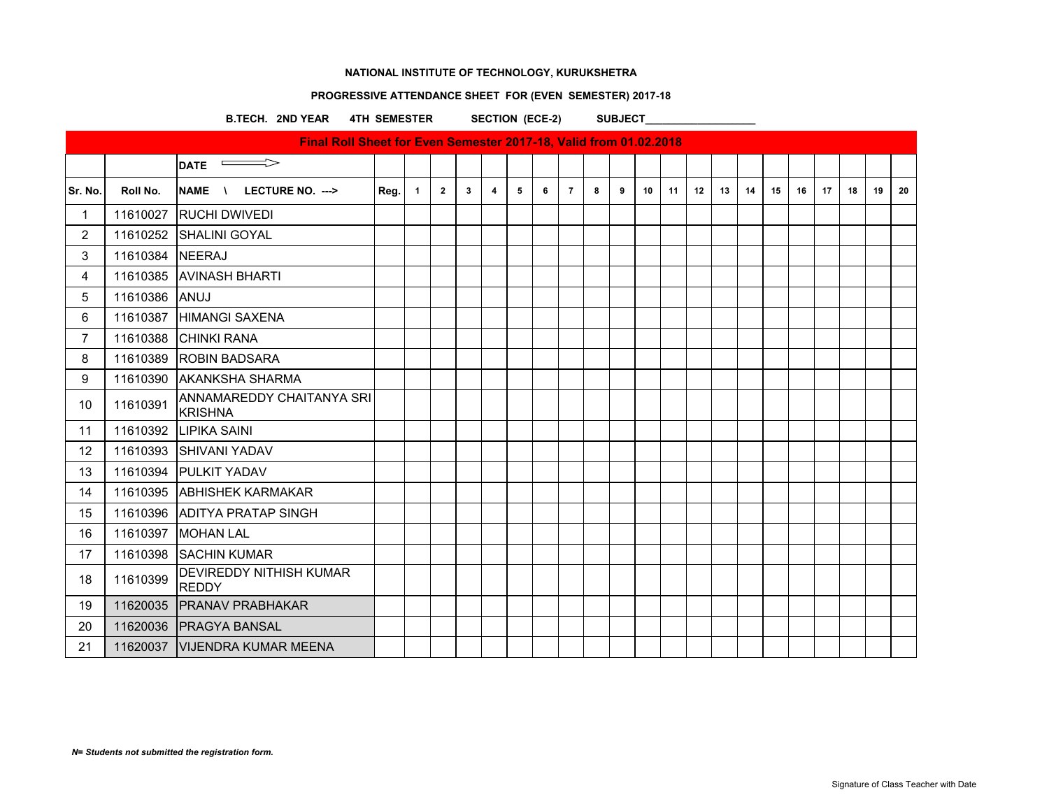**NATIONAL INSTITUTE OF TECHNOLOGY, KURUKSHETRA**

**PROGRESSIVE ATTENDANCE SHEET FOR (EVEN SEMESTER) 2017-18**

**B.TECH. 2ND YEAR 4TH SEMESTER SECTION (ECE-2) SUBJECT___________________**

| **Final Roll Sheet for Even Semester 2017-18, Valid from 01.02.2018** | | | | | | | | | | | | | | | | | | | | | | | |
|---|---|---|---|---|---|---|---|---|---|---|---|---|---|---|---|---|---|---|---|---|---|---|---|
| | | **DATE** ⟹ | | | | | | | | | | | | | | | | | | | | | |
| **Sr. No.** | **Roll No.** | **NAME \ LECTURE NO. --->** | **Reg.** | **1** | **2** | **3** | **4** | **5** | **6** | **7** | **8** | **9** | **10** | **11** | **12** | **13** | **14** | **15** | **16** | **17** | **18** | **19** | **20** |
| 1 | 11610027 | RUCHI DWIVEDI | | | | | | | | | | | | | | | | | | | | | |
| 2 | 11610252 | SHALINI GOYAL | | | | | | | | | | | | | | | | | | | | | |
| 3 | 11610384 | NEERAJ | | | | | | | | | | | | | | | | | | | | | |
| 4 | 11610385 | AVINASH BHARTI | | | | | | | | | | | | | | | | | | | | | |
| 5 | 11610386 | ANUJ | | | | | | | | | | | | | | | | | | | | | |
| 6 | 11610387 | HIMANGI SAXENA | | | | | | | | | | | | | | | | | | | | | |
| 7 | 11610388 | CHINKI RANA | | | | | | | | | | | | | | | | | | | | | |
| 8 | 11610389 | ROBIN BADSARA | | | | | | | | | | | | | | | | | | | | | |
| 9 | 11610390 | AKANKSHA SHARMA | | | | | | | | | | | | | | | | | | | | | |
| 10 | 11610391 | ANNAMAREDDY CHAITANYA SRI KRISHNA | | | | | | | | | | | | | | | | | | | | | |
| 11 | 11610392 | LIPIKA SAINI | | | | | | | | | | | | | | | | | | | | | |
| 12 | 11610393 | SHIVANI YADAV | | | | | | | | | | | | | | | | | | | | | |
| 13 | 11610394 | PULKIT YADAV | | | | | | | | | | | | | | | | | | | | | |
| 14 | 11610395 | ABHISHEK KARMAKAR | | | | | | | | | | | | | | | | | | | | | |
| 15 | 11610396 | ADITYA PRATAP SINGH | | | | | | | | | | | | | | | | | | | | | |
| 16 | 11610397 | MOHAN LAL | | | | | | | | | | | | | | | | | | | | | |
| 17 | 11610398 | SACHIN KUMAR | | | | | | | | | | | | | | | | | | | | | |
| 18 | 11610399 | DEVIREDDY NITHISH KUMAR REDDY | | | | | | | | | | | | | | | | | | | | | |
| 19 | 11620035 | PRANAV PRABHAKAR | | | | | | | | | | | | | | | | | | | | | |
| 20 | 11620036 | PRAGYA BANSAL | | | | | | | | | | | | | | | | | | | | | |
| 21 | 11620037 | VIJENDRA KUMAR MEENA | | | | | | | | | | | | | | | | | | | | | |

***N= Students not submitted the registration form.***

Signature of Class Teacher with Date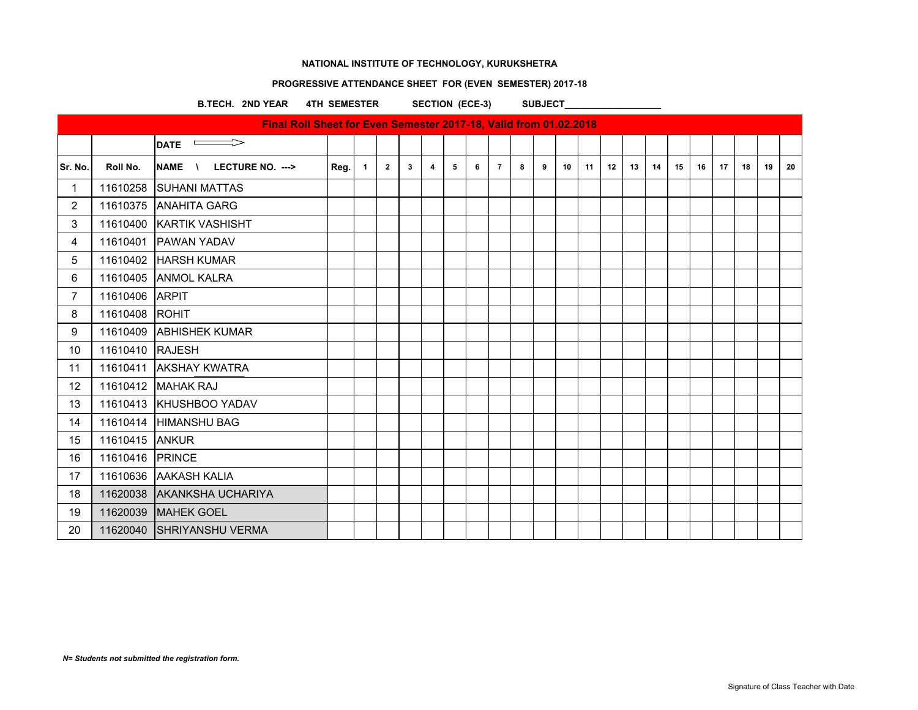**NATIONAL INSTITUTE OF TECHNOLOGY, KURUKSHETRA**

**PROGRESSIVE ATTENDANCE SHEET FOR (EVEN SEMESTER) 2017-18**

**B.TECH. 2ND YEAR 4TH SEMESTER SECTION (ECE-3) SUBJECT___________________**

| Final Roll Sheet for Even Semester 2017-18, Valid from 01.02.2018 | | | | | | | | | | | | | | | | | | | | | | | |
|---|---|---|---|---|---|---|---|---|---|---|---|---|---|---|---|---|---|---|---|---|---|---|---|
| | | DATE ⟹ | | | | | | | | | | | | | | | | | | | | | |
| Sr. No. | Roll No. | NAME \ LECTURE NO. ---> | Reg. | 1 | 2 | 3 | 4 | 5 | 6 | 7 | 8 | 9 | 10 | 11 | 12 | 13 | 14 | 15 | 16 | 17 | 18 | 19 | 20 |
| 1 | 11610258 | SUHANI MATTAS | | | | | | | | | | | | | | | | | | | | | |
| 2 | 11610375 | ANAHITA GARG | | | | | | | | | | | | | | | | | | | | | |
| 3 | 11610400 | KARTIK VASHISHT | | | | | | | | | | | | | | | | | | | | | |
| 4 | 11610401 | PAWAN YADAV | | | | | | | | | | | | | | | | | | | | | |
| 5 | 11610402 | HARSH KUMAR | | | | | | | | | | | | | | | | | | | | | |
| 6 | 11610405 | ANMOL KALRA | | | | | | | | | | | | | | | | | | | | | |
| 7 | 11610406 | ARPIT | | | | | | | | | | | | | | | | | | | | | |
| 8 | 11610408 | ROHIT | | | | | | | | | | | | | | | | | | | | | |
| 9 | 11610409 | ABHISHEK KUMAR | | | | | | | | | | | | | | | | | | | | | |
| 10 | 11610410 | RAJESH | | | | | | | | | | | | | | | | | | | | | |
| 11 | 11610411 | AKSHAY KWATRA | | | | | | | | | | | | | | | | | | | | | |
| 12 | 11610412 | MAHAK RAJ | | | | | | | | | | | | | | | | | | | | | |
| 13 | 11610413 | KHUSHBOO YADAV | | | | | | | | | | | | | | | | | | | | | |
| 14 | 11610414 | HIMANSHU BAG | | | | | | | | | | | | | | | | | | | | | |
| 15 | 11610415 | ANKUR | | | | | | | | | | | | | | | | | | | | | |
| 16 | 11610416 | PRINCE | | | | | | | | | | | | | | | | | | | | | |
| 17 | 11610636 | AAKASH KALIA | | | | | | | | | | | | | | | | | | | | | |
| 18 | 11620038 | AKANKSHA UCHARIYA | | | | | | | | | | | | | | | | | | | | | |
| 19 | 11620039 | MAHEK GOEL | | | | | | | | | | | | | | | | | | | | | |
| 20 | 11620040 | SHRIYANSHU VERMA | | | | | | | | | | | | | | | | | | | | | |

***N= Students not submitted the registration form.***

Signature of Class Teacher with Date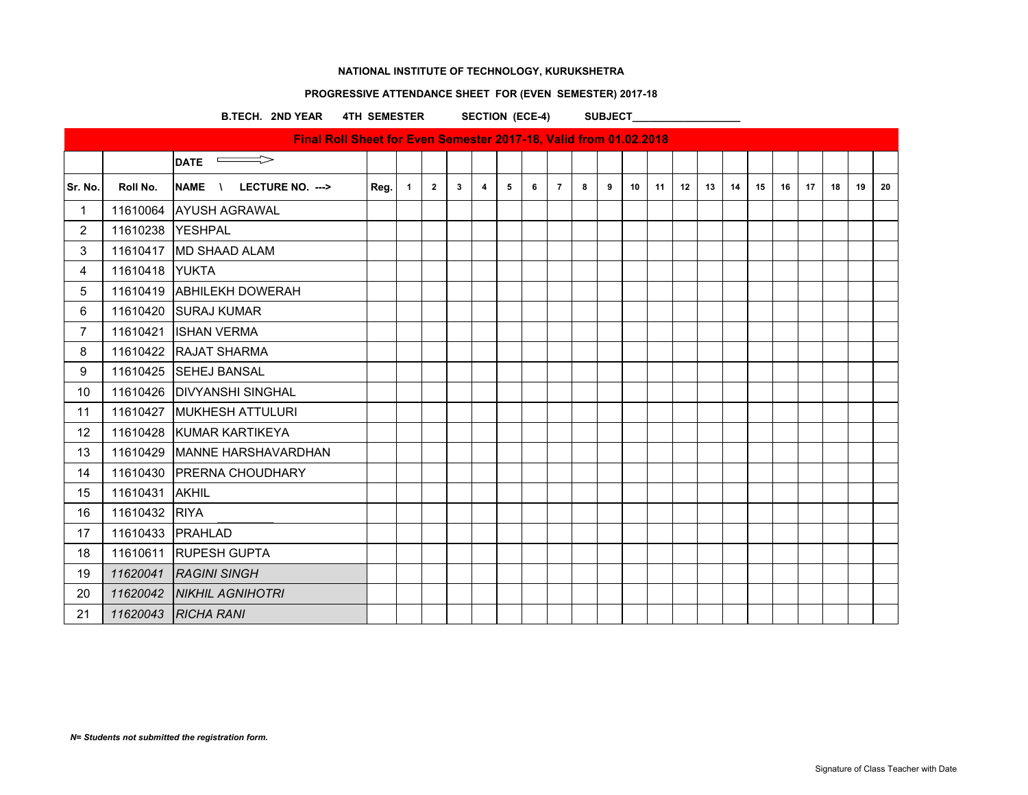**NATIONAL INSTITUTE OF TECHNOLOGY, KURUKSHETRA**

**PROGRESSIVE ATTENDANCE SHEET FOR (EVEN SEMESTER) 2017-18**

**B.TECH. 2ND YEAR 4TH SEMESTER SECTION (ECE-4) SUBJECT___________________**

| **Final Roll Sheet for Even Semester 2017-18, Valid from 01.02.2018** | | | | | | | | | | | | | | | | | | | | | | | |
|---|---|---|---|---|---|---|---|---|---|---|---|---|---|---|---|---|---|---|---|---|---|---|---|
| | | **DATE** ⟹ | | | | | | | | | | | | | | | | | | | | | |
| **Sr. No.** | **Roll No.** | **NAME \ LECTURE NO. --->** | **Reg.** | **1** | **2** | **3** | **4** | **5** | **6** | **7** | **8** | **9** | **10** | **11** | **12** | **13** | **14** | **15** | **16** | **17** | **18** | **19** | **20** |
| 1 | 11610064 | AYUSH AGRAWAL | | | | | | | | | | | | | | | | | | | | | |
| 2 | 11610238 | YESHPAL | | | | | | | | | | | | | | | | | | | | | |
| 3 | 11610417 | MD SHAAD ALAM | | | | | | | | | | | | | | | | | | | | | |
| 4 | 11610418 | YUKTA | | | | | | | | | | | | | | | | | | | | | |
| 5 | 11610419 | ABHILEKH DOWERAH | | | | | | | | | | | | | | | | | | | | | |
| 6 | 11610420 | SURAJ KUMAR | | | | | | | | | | | | | | | | | | | | | |
| 7 | 11610421 | ISHAN VERMA | | | | | | | | | | | | | | | | | | | | | |
| 8 | 11610422 | RAJAT SHARMA | | | | | | | | | | | | | | | | | | | | | |
| 9 | 11610425 | SEHEJ BANSAL | | | | | | | | | | | | | | | | | | | | | |
| 10 | 11610426 | DIVYANSHI SINGHAL | | | | | | | | | | | | | | | | | | | | | |
| 11 | 11610427 | MUKHESH ATTULURI | | | | | | | | | | | | | | | | | | | | | |
| 12 | 11610428 | KUMAR KARTIKEYA | | | | | | | | | | | | | | | | | | | | | |
| 13 | 11610429 | MANNE HARSHAVARDHAN | | | | | | | | | | | | | | | | | | | | | |
| 14 | 11610430 | PRERNA CHOUDHARY | | | | | | | | | | | | | | | | | | | | | |
| 15 | 11610431 | AKHIL | | | | | | | | | | | | | | | | | | | | | |
| 16 | 11610432 | RIYA | | | | | | | | | | | | | | | | | | | | | |
| 17 | 11610433 | PRAHLAD | | | | | | | | | | | | | | | | | | | | | |
| 18 | 11610611 | RUPESH GUPTA | | | | | | | | | | | | | | | | | | | | | |
| 19 | *11620041* | *RAGINI SINGH* | | | | | | | | | | | | | | | | | | | | | |
| 20 | *11620042* | *NIKHIL AGNIHOTRI* | | | | | | | | | | | | | | | | | | | | | |
| 21 | *11620043* | *RICHA RANI* | | | | | | | | | | | | | | | | | | | | | |

***N= Students not submitted the registration form.***

Signature of Class Teacher with Date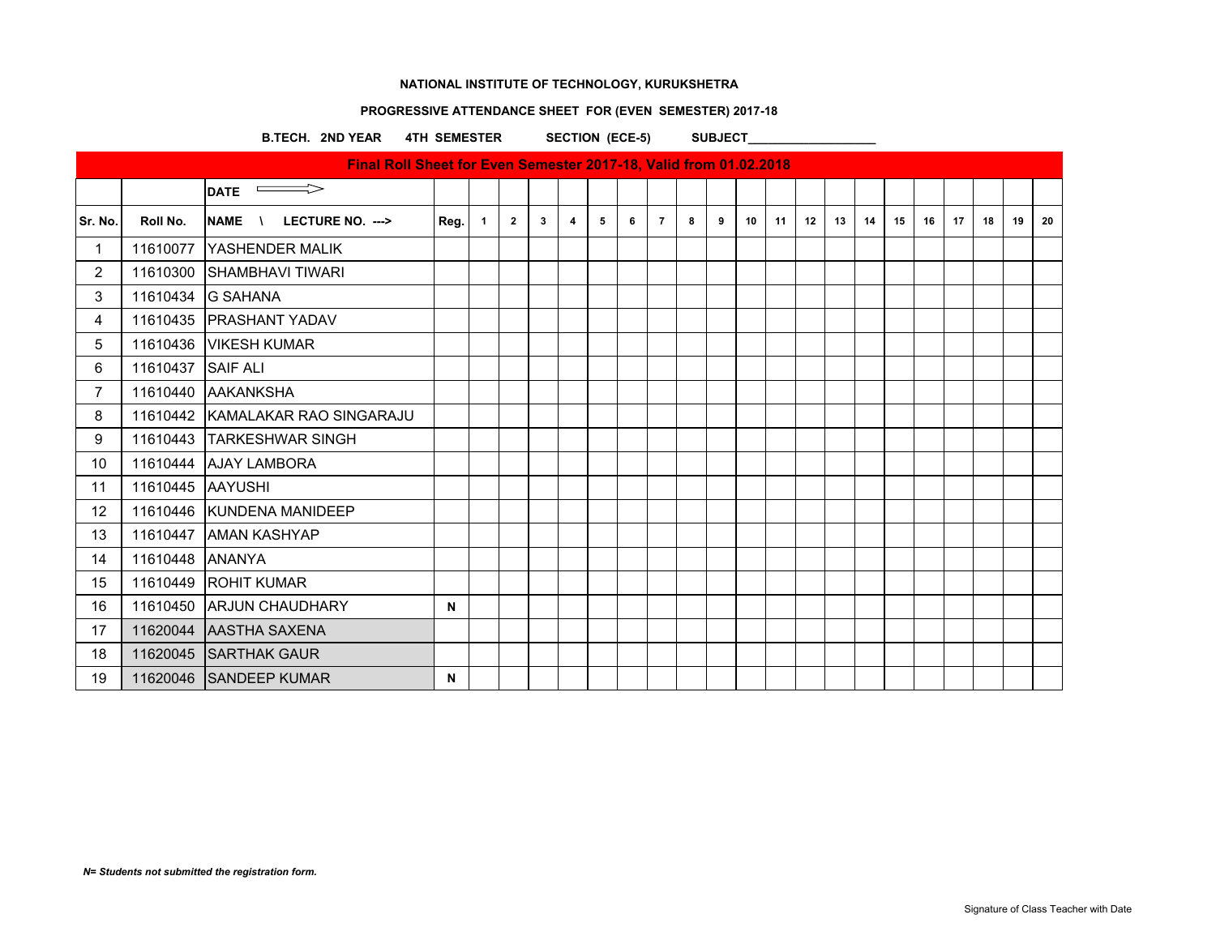**NATIONAL INSTITUTE OF TECHNOLOGY, KURUKSHETRA**

**PROGRESSIVE ATTENDANCE SHEET FOR (EVEN SEMESTER) 2017-18**

**B.TECH. 2ND YEAR 4TH SEMESTER SECTION (ECE-5) SUBJECT___________________**

| Final Roll Sheet for Even Semester 2017-18, Valid from 01.02.2018 | | | | | | | | | | | | | | | | | | | | | | | |
|---|---|---|---|---|---|---|---|---|---|---|---|---|---|---|---|---|---|---|---|---|---|---|---|
| | | DATE ⟹ | | | | | | | | | | | | | | | | | | | | | |
| Sr. No. | Roll No. | NAME \ LECTURE NO. ---> | Reg. | 1 | 2 | 3 | 4 | 5 | 6 | 7 | 8 | 9 | 10 | 11 | 12 | 13 | 14 | 15 | 16 | 17 | 18 | 19 | 20 |
| 1 | 11610077 | YASHENDER MALIK | | | | | | | | | | | | | | | | | | | | | |
| 2 | 11610300 | SHAMBHAVI TIWARI | | | | | | | | | | | | | | | | | | | | | |
| 3 | 11610434 | G SAHANA | | | | | | | | | | | | | | | | | | | | | |
| 4 | 11610435 | PRASHANT YADAV | | | | | | | | | | | | | | | | | | | | | |
| 5 | 11610436 | VIKESH KUMAR | | | | | | | | | | | | | | | | | | | | | |
| 6 | 11610437 | SAIF ALI | | | | | | | | | | | | | | | | | | | | | |
| 7 | 11610440 | AAKANKSHA | | | | | | | | | | | | | | | | | | | | | |
| 8 | 11610442 | KAMALAKAR RAO SINGARAJU | | | | | | | | | | | | | | | | | | | | | |
| 9 | 11610443 | TARKESHWAR SINGH | | | | | | | | | | | | | | | | | | | | | |
| 10 | 11610444 | AJAY LAMBORA | | | | | | | | | | | | | | | | | | | | | |
| 11 | 11610445 | AAYUSHI | | | | | | | | | | | | | | | | | | | | | |
| 12 | 11610446 | KUNDENA MANIDEEP | | | | | | | | | | | | | | | | | | | | | |
| 13 | 11610447 | AMAN KASHYAP | | | | | | | | | | | | | | | | | | | | | |
| 14 | 11610448 | ANANYA | | | | | | | | | | | | | | | | | | | | | |
| 15 | 11610449 | ROHIT KUMAR | | | | | | | | | | | | | | | | | | | | | |
| 16 | 11610450 | ARJUN CHAUDHARY | N | | | | | | | | | | | | | | | | | | | | |
| 17 | 11620044 | AASTHA SAXENA | | | | | | | | | | | | | | | | | | | | | |
| 18 | 11620045 | SARTHAK GAUR | | | | | | | | | | | | | | | | | | | | | |
| 19 | 11620046 | SANDEEP KUMAR | N | | | | | | | | | | | | | | | | | | | | |

***N= Students not submitted the registration form.***

Signature of Class Teacher with Date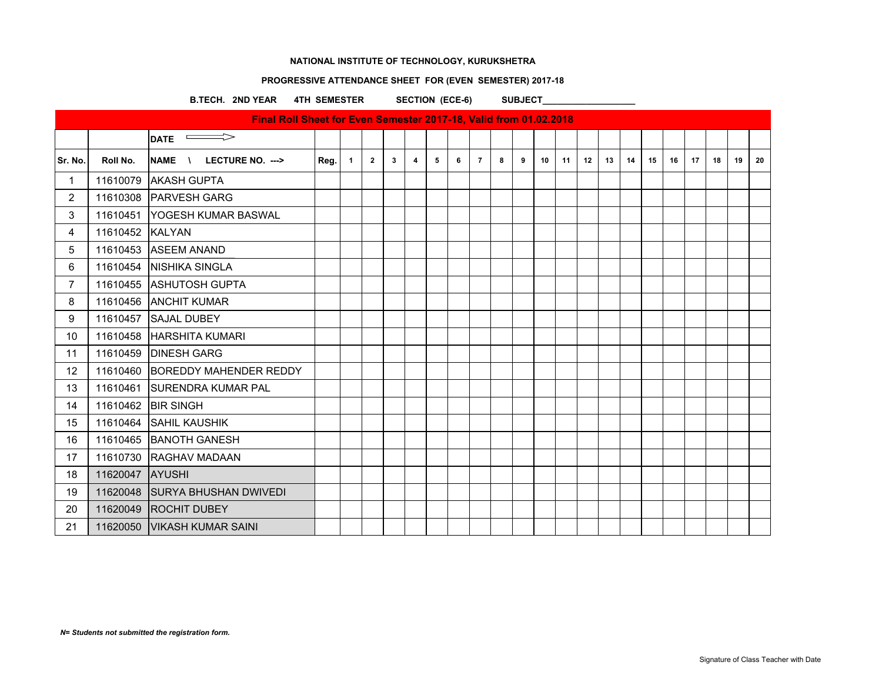**NATIONAL INSTITUTE OF TECHNOLOGY, KURUKSHETRA**

**PROGRESSIVE ATTENDANCE SHEET FOR (EVEN SEMESTER) 2017-18**

**B.TECH. 2ND YEAR 4TH SEMESTER SECTION (ECE-6) SUBJECT___________________**

| Final Roll Sheet for Even Semester 2017-18, Valid from 01.02.2018 | | | | | | | | | | | | | | | | | | | | | | | |
|---|---|---|---|---|---|---|---|---|---|---|---|---|---|---|---|---|---|---|---|---|---|---|---|
| | | DATE ⟹ | | | | | | | | | | | | | | | | | | | | | |
| Sr. No. | Roll No. | NAME \ LECTURE NO. ---> | Reg. | 1 | 2 | 3 | 4 | 5 | 6 | 7 | 8 | 9 | 10 | 11 | 12 | 13 | 14 | 15 | 16 | 17 | 18 | 19 | 20 |
| 1 | 11610079 | AKASH GUPTA | | | | | | | | | | | | | | | | | | | | | |
| 2 | 11610308 | PARVESH GARG | | | | | | | | | | | | | | | | | | | | | |
| 3 | 11610451 | YOGESH KUMAR BASWAL | | | | | | | | | | | | | | | | | | | | | |
| 4 | 11610452 | KALYAN | | | | | | | | | | | | | | | | | | | | | |
| 5 | 11610453 | ASEEM ANAND | | | | | | | | | | | | | | | | | | | | | |
| 6 | 11610454 | NISHIKA SINGLA | | | | | | | | | | | | | | | | | | | | | |
| 7 | 11610455 | ASHUTOSH GUPTA | | | | | | | | | | | | | | | | | | | | | |
| 8 | 11610456 | ANCHIT KUMAR | | | | | | | | | | | | | | | | | | | | | |
| 9 | 11610457 | SAJAL DUBEY | | | | | | | | | | | | | | | | | | | | | |
| 10 | 11610458 | HARSHITA KUMARI | | | | | | | | | | | | | | | | | | | | | |
| 11 | 11610459 | DINESH GARG | | | | | | | | | | | | | | | | | | | | | |
| 12 | 11610460 | BOREDDY MAHENDER REDDY | | | | | | | | | | | | | | | | | | | | | |
| 13 | 11610461 | SURENDRA KUMAR PAL | | | | | | | | | | | | | | | | | | | | | |
| 14 | 11610462 | BIR SINGH | | | | | | | | | | | | | | | | | | | | | |
| 15 | 11610464 | SAHIL KAUSHIK | | | | | | | | | | | | | | | | | | | | | |
| 16 | 11610465 | BANOTH GANESH | | | | | | | | | | | | | | | | | | | | | |
| 17 | 11610730 | RAGHAV MADAAN | | | | | | | | | | | | | | | | | | | | | |
| 18 | 11620047 | AYUSHI | | | | | | | | | | | | | | | | | | | | | |
| 19 | 11620048 | SURYA BHUSHAN DWIVEDI | | | | | | | | | | | | | | | | | | | | | |
| 20 | 11620049 | ROCHIT DUBEY | | | | | | | | | | | | | | | | | | | | | |
| 21 | 11620050 | VIKASH KUMAR SAINI | | | | | | | | | | | | | | | | | | | | | |

***N= Students not submitted the registration form.***

Signature of Class Teacher with Date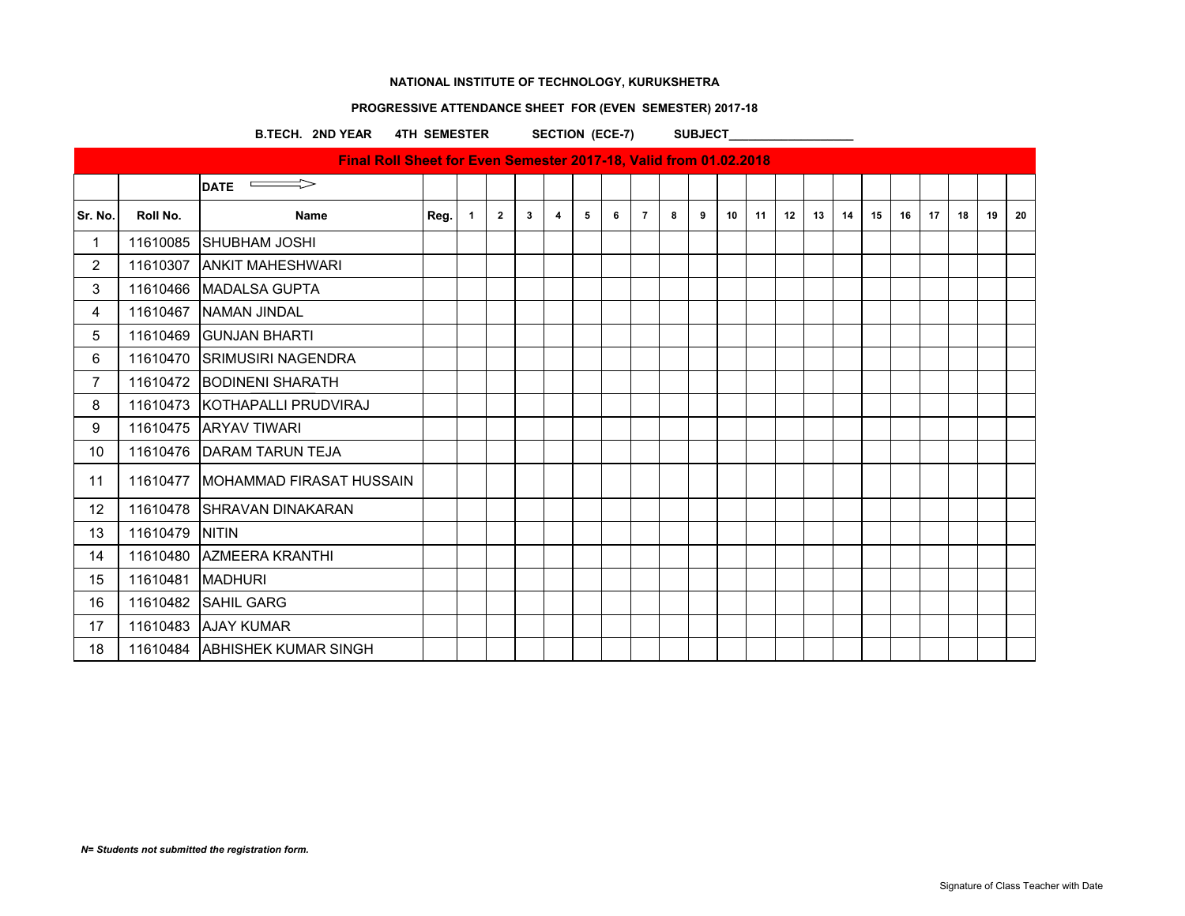**NATIONAL INSTITUTE OF TECHNOLOGY, KURUKSHETRA**

**PROGRESSIVE ATTENDANCE SHEET FOR (EVEN SEMESTER) 2017-18**

**B.TECH. 2ND YEAR 4TH SEMESTER SECTION (ECE-7) SUBJECT___________________**

| Final Roll Sheet for Even Semester 2017-18, Valid from 01.02.2018 | | | | | | | | | | | | | | | | | | | | | | | |
|---|---|---|---|---|---|---|---|---|---|---|---|---|---|---|---|---|---|---|---|---|---|---|---|
| | | **DATE** ⟹ | | | | | | | | | | | | | | | | | | | | | |
| **Sr. No.** | **Roll No.** | **Name** | **Reg.** | **1** | **2** | **3** | **4** | **5** | **6** | **7** | **8** | **9** | **10** | **11** | **12** | **13** | **14** | **15** | **16** | **17** | **18** | **19** | **20** |
| 1 | 11610085 | SHUBHAM JOSHI | | | | | | | | | | | | | | | | | | | | | |
| 2 | 11610307 | ANKIT MAHESHWARI | | | | | | | | | | | | | | | | | | | | | |
| 3 | 11610466 | MADALSA GUPTA | | | | | | | | | | | | | | | | | | | | | |
| 4 | 11610467 | NAMAN JINDAL | | | | | | | | | | | | | | | | | | | | | |
| 5 | 11610469 | GUNJAN BHARTI | | | | | | | | | | | | | | | | | | | | | |
| 6 | 11610470 | SRIMUSIRI NAGENDRA | | | | | | | | | | | | | | | | | | | | | |
| 7 | 11610472 | BODINENI SHARATH | | | | | | | | | | | | | | | | | | | | | |
| 8 | 11610473 | KOTHAPALLI PRUDVIRAJ | | | | | | | | | | | | | | | | | | | | | |
| 9 | 11610475 | ARYAV TIWARI | | | | | | | | | | | | | | | | | | | | | |
| 10 | 11610476 | DARAM TARUN TEJA | | | | | | | | | | | | | | | | | | | | | |
| 11 | 11610477 | MOHAMMAD FIRASAT HUSSAIN | | | | | | | | | | | | | | | | | | | | | |
| 12 | 11610478 | SHRAVAN DINAKARAN | | | | | | | | | | | | | | | | | | | | | |
| 13 | 11610479 | NITIN | | | | | | | | | | | | | | | | | | | | | |
| 14 | 11610480 | AZMEERA KRANTHI | | | | | | | | | | | | | | | | | | | | | |
| 15 | 11610481 | MADHURI | | | | | | | | | | | | | | | | | | | | | |
| 16 | 11610482 | SAHIL GARG | | | | | | | | | | | | | | | | | | | | | |
| 17 | 11610483 | AJAY KUMAR | | | | | | | | | | | | | | | | | | | | | |
| 18 | 11610484 | ABHISHEK KUMAR SINGH | | | | | | | | | | | | | | | | | | | | | |

***N= Students not submitted the registration form.***

Signature of Class Teacher with Date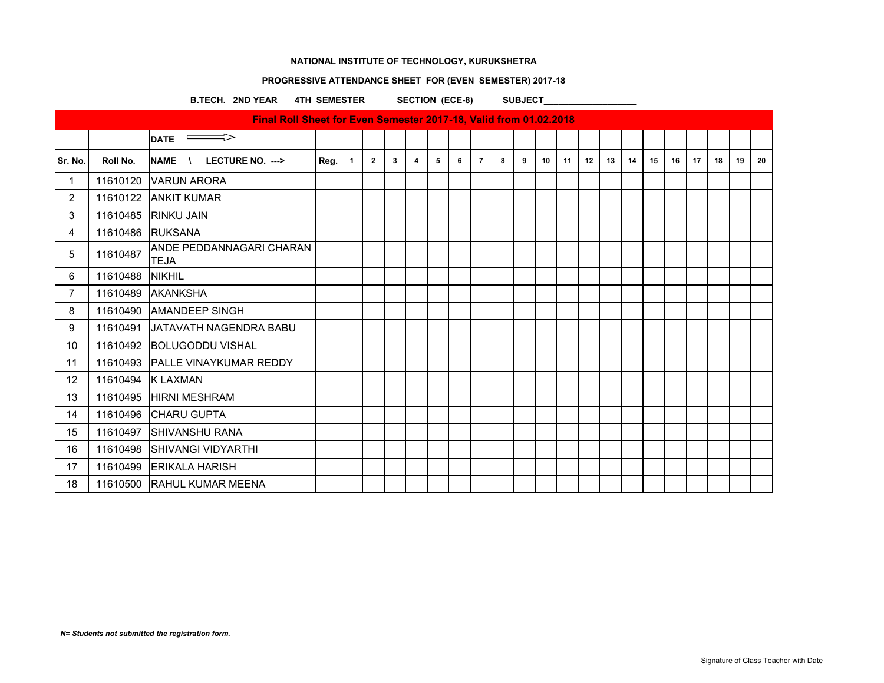NATIONAL INSTITUTE OF TECHNOLOGY, KURUKSHETRA

PROGRESSIVE ATTENDANCE SHEET FOR (EVEN SEMESTER) 2017-18

B.TECH. 2ND YEAR 4TH SEMESTER SECTION (ECE-8) SUBJECT___________________

**Final Roll Sheet for Even Semester 2017-18, Valid from 01.02.2018**

| | | DATE ⟹ | | | | | | | | | | | | | | | | | | | | | |
|---|---|---|---|---|---|---|---|---|---|---|---|---|---|---|---|---|---|---|---|---|---|---|---|
| Sr. No. | Roll No. | NAME \ LECTURE NO. ---> | Reg. | 1 | 2 | 3 | 4 | 5 | 6 | 7 | 8 | 9 | 10 | 11 | 12 | 13 | 14 | 15 | 16 | 17 | 18 | 19 | 20 |
| 1 | 11610120 | VARUN ARORA | | | | | | | | | | | | | | | | | | | | | |
| 2 | 11610122 | ANKIT KUMAR | | | | | | | | | | | | | | | | | | | | | |
| 3 | 11610485 | RINKU JAIN | | | | | | | | | | | | | | | | | | | | | |
| 4 | 11610486 | RUKSANA | | | | | | | | | | | | | | | | | | | | | |
| 5 | 11610487 | ANDE PEDDANNAGARI CHARAN TEJA | | | | | | | | | | | | | | | | | | | | | |
| 6 | 11610488 | NIKHIL | | | | | | | | | | | | | | | | | | | | | |
| 7 | 11610489 | AKANKSHA | | | | | | | | | | | | | | | | | | | | | |
| 8 | 11610490 | AMANDEEP SINGH | | | | | | | | | | | | | | | | | | | | | |
| 9 | 11610491 | JATAVATH NAGENDRA BABU | | | | | | | | | | | | | | | | | | | | | |
| 10 | 11610492 | BOLUGODDU VISHAL | | | | | | | | | | | | | | | | | | | | | |
| 11 | 11610493 | PALLE VINAYKUMAR REDDY | | | | | | | | | | | | | | | | | | | | | |
| 12 | 11610494 | K LAXMAN | | | | | | | | | | | | | | | | | | | | | |
| 13 | 11610495 | HIRNI MESHRAM | | | | | | | | | | | | | | | | | | | | | |
| 14 | 11610496 | CHARU GUPTA | | | | | | | | | | | | | | | | | | | | | |
| 15 | 11610497 | SHIVANSHU RANA | | | | | | | | | | | | | | | | | | | | | |
| 16 | 11610498 | SHIVANGI VIDYARTHI | | | | | | | | | | | | | | | | | | | | | |
| 17 | 11610499 | ERIKALA HARISH | | | | | | | | | | | | | | | | | | | | | |
| 18 | 11610500 | RAHUL KUMAR MEENA | | | | | | | | | | | | | | | | | | | | | |

*N= Students not submitted the registration form.*

Signature of Class Teacher with Date